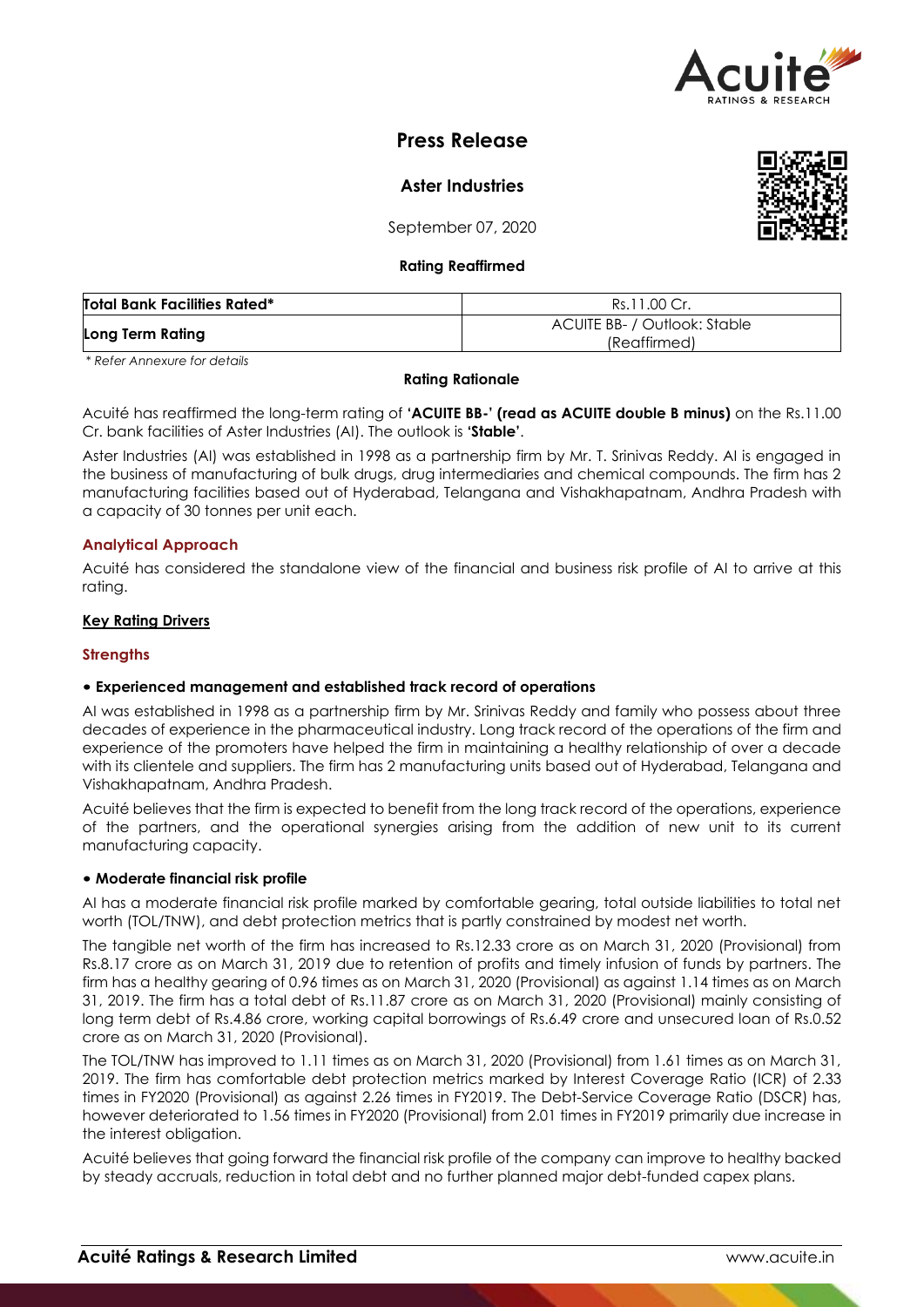# Press Release

## Aster Industries

September 07, 2020

**Rating Reaffirmed**

| **Total Bank Facilities Rated*** | Rs.11.00 Cr. |
|---|---|
| **Long Term Rating** | ACUITE BB- / Outlook: Stable (Reaffirmed) |

*\* Refer Annexure for details*

**Rating Rationale**

Acuité has reaffirmed the long-term rating of **'ACUITE BB-' (read as ACUITE double B minus)** on the Rs.11.00 Cr. bank facilities of Aster Industries (AI). The outlook is **'Stable'**.

Aster Industries (AI) was established in 1998 as a partnership firm by Mr. T. Srinivas Reddy. AI is engaged in the business of manufacturing of bulk drugs, drug intermediaries and chemical compounds. The firm has 2 manufacturing facilities based out of Hyderabad, Telangana and Vishakhapatnam, Andhra Pradesh with a capacity of 30 tonnes per unit each.

### Analytical Approach

Acuité has considered the standalone view of the financial and business risk profile of AI to arrive at this rating.

### Key Rating Drivers

### Strengths

**• Experienced management and established track record of operations**

AI was established in 1998 as a partnership firm by Mr. Srinivas Reddy and family who possess about three decades of experience in the pharmaceutical industry. Long track record of the operations of the firm and experience of the promoters have helped the firm in maintaining a healthy relationship of over a decade with its clientele and suppliers. The firm has 2 manufacturing units based out of Hyderabad, Telangana and Vishakhapatnam, Andhra Pradesh.

Acuité believes that the firm is expected to benefit from the long track record of the operations, experience of the partners, and the operational synergies arising from the addition of new unit to its current manufacturing capacity.

**• Moderate financial risk profile**

AI has a moderate financial risk profile marked by comfortable gearing, total outside liabilities to total net worth (TOL/TNW), and debt protection metrics that is partly constrained by modest net worth.

The tangible net worth of the firm has increased to Rs.12.33 crore as on March 31, 2020 (Provisional) from Rs.8.17 crore as on March 31, 2019 due to retention of profits and timely infusion of funds by partners. The firm has a healthy gearing of 0.96 times as on March 31, 2020 (Provisional) as against 1.14 times as on March 31, 2019. The firm has a total debt of Rs.11.87 crore as on March 31, 2020 (Provisional) mainly consisting of long term debt of Rs.4.86 crore, working capital borrowings of Rs.6.49 crore and unsecured loan of Rs.0.52 crore as on March 31, 2020 (Provisional).

The TOL/TNW has improved to 1.11 times as on March 31, 2020 (Provisional) from 1.61 times as on March 31, 2019. The firm has comfortable debt protection metrics marked by Interest Coverage Ratio (ICR) of 2.33 times in FY2020 (Provisional) as against 2.26 times in FY2019. The Debt-Service Coverage Ratio (DSCR) has, however deteriorated to 1.56 times in FY2020 (Provisional) from 2.01 times in FY2019 primarily due increase in the interest obligation.

Acuité believes that going forward the financial risk profile of the company can improve to healthy backed by steady accruals, reduction in total debt and no further planned major debt-funded capex plans.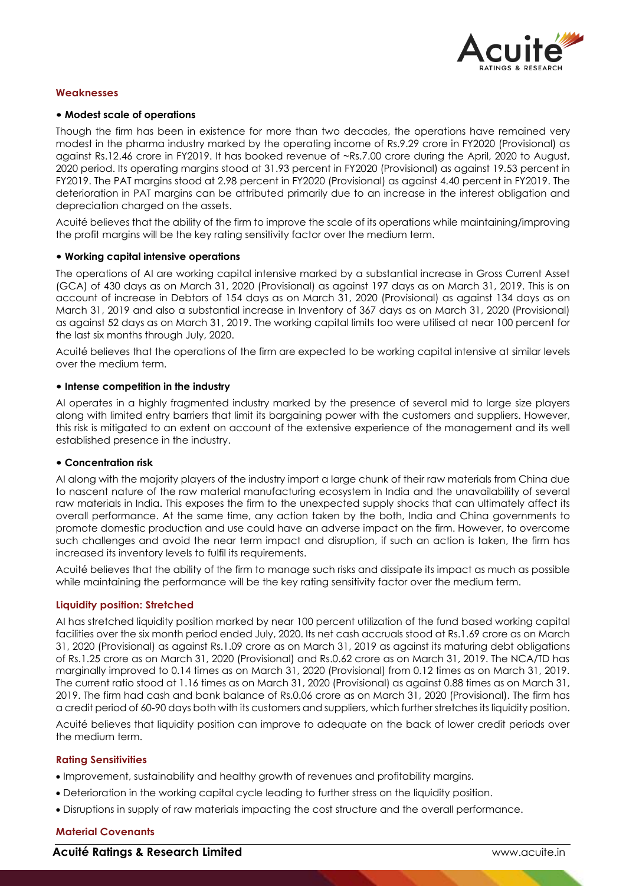## Weaknesses

**• Modest scale of operations**

Though the firm has been in existence for more than two decades, the operations have remained very modest in the pharma industry marked by the operating income of Rs.9.29 crore in FY2020 (Provisional) as against Rs.12.46 crore in FY2019. It has booked revenue of ~Rs.7.00 crore during the April, 2020 to August, 2020 period. Its operating margins stood at 31.93 percent in FY2020 (Provisional) as against 19.53 percent in FY2019. The PAT margins stood at 2.98 percent in FY2020 (Provisional) as against 4.40 percent in FY2019. The deterioration in PAT margins can be attributed primarily due to an increase in the interest obligation and depreciation charged on the assets.

Acuité believes that the ability of the firm to improve the scale of its operations while maintaining/improving the profit margins will be the key rating sensitivity factor over the medium term.

**• Working capital intensive operations**

The operations of AI are working capital intensive marked by a substantial increase in Gross Current Asset (GCA) of 430 days as on March 31, 2020 (Provisional) as against 197 days as on March 31, 2019. This is on account of increase in Debtors of 154 days as on March 31, 2020 (Provisional) as against 134 days as on March 31, 2019 and also a substantial increase in Inventory of 367 days as on March 31, 2020 (Provisional) as against 52 days as on March 31, 2019. The working capital limits too were utilised at near 100 percent for the last six months through July, 2020.

Acuité believes that the operations of the firm are expected to be working capital intensive at similar levels over the medium term.

**• Intense competition in the industry**

AI operates in a highly fragmented industry marked by the presence of several mid to large size players along with limited entry barriers that limit its bargaining power with the customers and suppliers. However, this risk is mitigated to an extent on account of the extensive experience of the management and its well established presence in the industry.

**• Concentration risk**

AI along with the majority players of the industry import a large chunk of their raw materials from China due to nascent nature of the raw material manufacturing ecosystem in India and the unavailability of several raw materials in India. This exposes the firm to the unexpected supply shocks that can ultimately affect its overall performance. At the same time, any action taken by the both, India and China governments to promote domestic production and use could have an adverse impact on the firm. However, to overcome such challenges and avoid the near term impact and disruption, if such an action is taken, the firm has increased its inventory levels to fulfil its requirements.

Acuité believes that the ability of the firm to manage such risks and dissipate its impact as much as possible while maintaining the performance will be the key rating sensitivity factor over the medium term.

## Liquidity position: Stretched

AI has stretched liquidity position marked by near 100 percent utilization of the fund based working capital facilities over the six month period ended July, 2020. Its net cash accruals stood at Rs.1.69 crore as on March 31, 2020 (Provisional) as against Rs.1.09 crore as on March 31, 2019 as against its maturing debt obligations of Rs.1.25 crore as on March 31, 2020 (Provisional) and Rs.0.62 crore as on March 31, 2019. The NCA/TD has marginally improved to 0.14 times as on March 31, 2020 (Provisional) from 0.12 times as on March 31, 2019. The current ratio stood at 1.16 times as on March 31, 2020 (Provisional) as against 0.88 times as on March 31, 2019. The firm had cash and bank balance of Rs.0.06 crore as on March 31, 2020 (Provisional). The firm has a credit period of 60-90 days both with its customers and suppliers, which further stretches its liquidity position.

Acuité believes that liquidity position can improve to adequate on the back of lower credit periods over the medium term.

## Rating Sensitivities

- Improvement, sustainability and healthy growth of revenues and profitability margins.
- Deterioration in the working capital cycle leading to further stress on the liquidity position.
- Disruptions in supply of raw materials impacting the cost structure and the overall performance.

## Material Covenants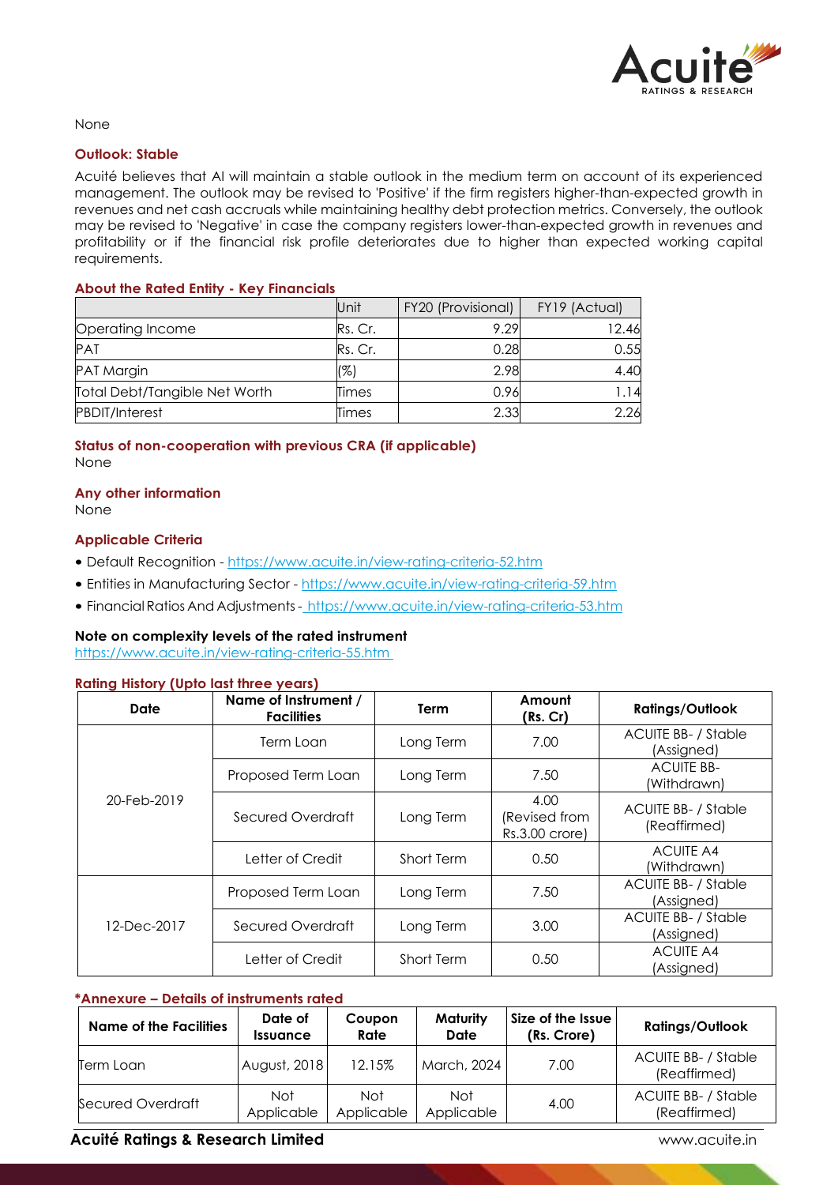None

### Outlook: Stable

Acuité believes that AI will maintain a stable outlook in the medium term on account of its experienced management. The outlook may be revised to 'Positive' if the firm registers higher-than-expected growth in revenues and net cash accruals while maintaining healthy debt protection metrics. Conversely, the outlook may be revised to 'Negative' in case the company registers lower-than-expected growth in revenues and profitability or if the financial risk profile deteriorates due to higher than expected working capital requirements.

### About the Rated Entity - Key Financials

| | Unit | FY20 (Provisional) | FY19 (Actual) |
|---|---|---|---|
| Operating Income | Rs. Cr. | 9.29 | 12.46 |
| PAT | Rs. Cr. | 0.28 | 0.55 |
| PAT Margin | (%) | 2.98 | 4.40 |
| Total Debt/Tangible Net Worth | Times | 0.96 | 1.14 |
| PBDIT/Interest | Times | 2.33 | 2.26 |

### Status of non-cooperation with previous CRA (if applicable)

None

### Any other information

None

### Applicable Criteria

- Default Recognition - https://www.acuite.in/view-rating-criteria-52.htm
- Entities in Manufacturing Sector - https://www.acuite.in/view-rating-criteria-59.htm
- Financial Ratios And Adjustments - https://www.acuite.in/view-rating-criteria-53.htm

**Note on complexity levels of the rated instrument**

https://www.acuite.in/view-rating-criteria-55.htm

### Rating History (Upto last three years)

| Date | Name of Instrument / Facilities | Term | Amount (Rs. Cr) | Ratings/Outlook |
|---|---|---|---|---|
| 20-Feb-2019 | Term Loan | Long Term | 7.00 | ACUITE BB- / Stable (Assigned) |
| | Proposed Term Loan | Long Term | 7.50 | ACUITE BB- (Withdrawn) |
| | Secured Overdraft | Long Term | 4.00 (Revised from Rs.3.00 crore) | ACUITE BB- / Stable (Reaffirmed) |
| | Letter of Credit | Short Term | 0.50 | ACUITE A4 (Withdrawn) |
| 12-Dec-2017 | Proposed Term Loan | Long Term | 7.50 | ACUITE BB- / Stable (Assigned) |
| | Secured Overdraft | Long Term | 3.00 | ACUITE BB- / Stable (Assigned) |
| | Letter of Credit | Short Term | 0.50 | ACUITE A4 (Assigned) |

### *Annexure – Details of instruments rated

| Name of the Facilities | Date of Issuance | Coupon Rate | Maturity Date | Size of the Issue (Rs. Crore) | Ratings/Outlook |
|---|---|---|---|---|---|
| Term Loan | August, 2018 | 12.15% | March, 2024 | 7.00 | ACUITE BB- / Stable (Reaffirmed) |
| Secured Overdraft | Not Applicable | Not Applicable | Not Applicable | 4.00 | ACUITE BB- / Stable (Reaffirmed) |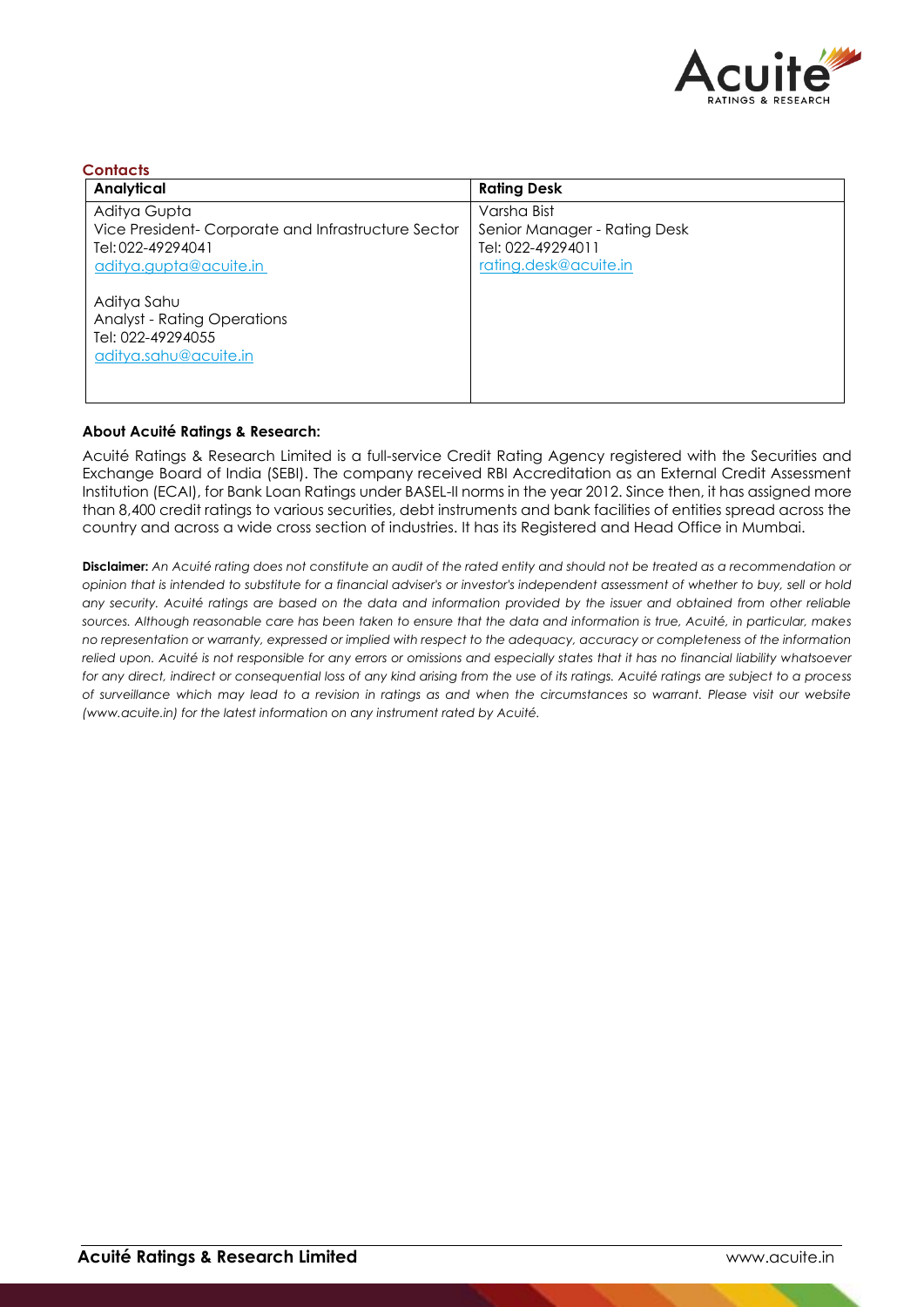**Contacts**

| Analytical | Rating Desk |
|---|---|
| Aditya Gupta<br>Vice President- Corporate and Infrastructure Sector<br>Tel: 022-49294041<br>aditya.gupta@acuite.in<br><br>Aditya Sahu<br>Analyst - Rating Operations<br>Tel: 022-49294055<br>aditya.sahu@acuite.in | Varsha Bist<br>Senior Manager - Rating Desk<br>Tel: 022-49294011<br>rating.desk@acuite.in |

**About Acuité Ratings & Research:**

Acuité Ratings & Research Limited is a full-service Credit Rating Agency registered with the Securities and Exchange Board of India (SEBI). The company received RBI Accreditation as an External Credit Assessment Institution (ECAI), for Bank Loan Ratings under BASEL-II norms in the year 2012. Since then, it has assigned more than 8,400 credit ratings to various securities, debt instruments and bank facilities of entities spread across the country and across a wide cross section of industries. It has its Registered and Head Office in Mumbai.

**Disclaimer:** *An Acuité rating does not constitute an audit of the rated entity and should not be treated as a recommendation or opinion that is intended to substitute for a financial adviser's or investor's independent assessment of whether to buy, sell or hold any security. Acuité ratings are based on the data and information provided by the issuer and obtained from other reliable sources. Although reasonable care has been taken to ensure that the data and information is true, Acuité, in particular, makes no representation or warranty, expressed or implied with respect to the adequacy, accuracy or completeness of the information relied upon. Acuité is not responsible for any errors or omissions and especially states that it has no financial liability whatsoever for any direct, indirect or consequential loss of any kind arising from the use of its ratings. Acuité ratings are subject to a process of surveillance which may lead to a revision in ratings as and when the circumstances so warrant. Please visit our website (www.acuite.in) for the latest information on any instrument rated by Acuité.*